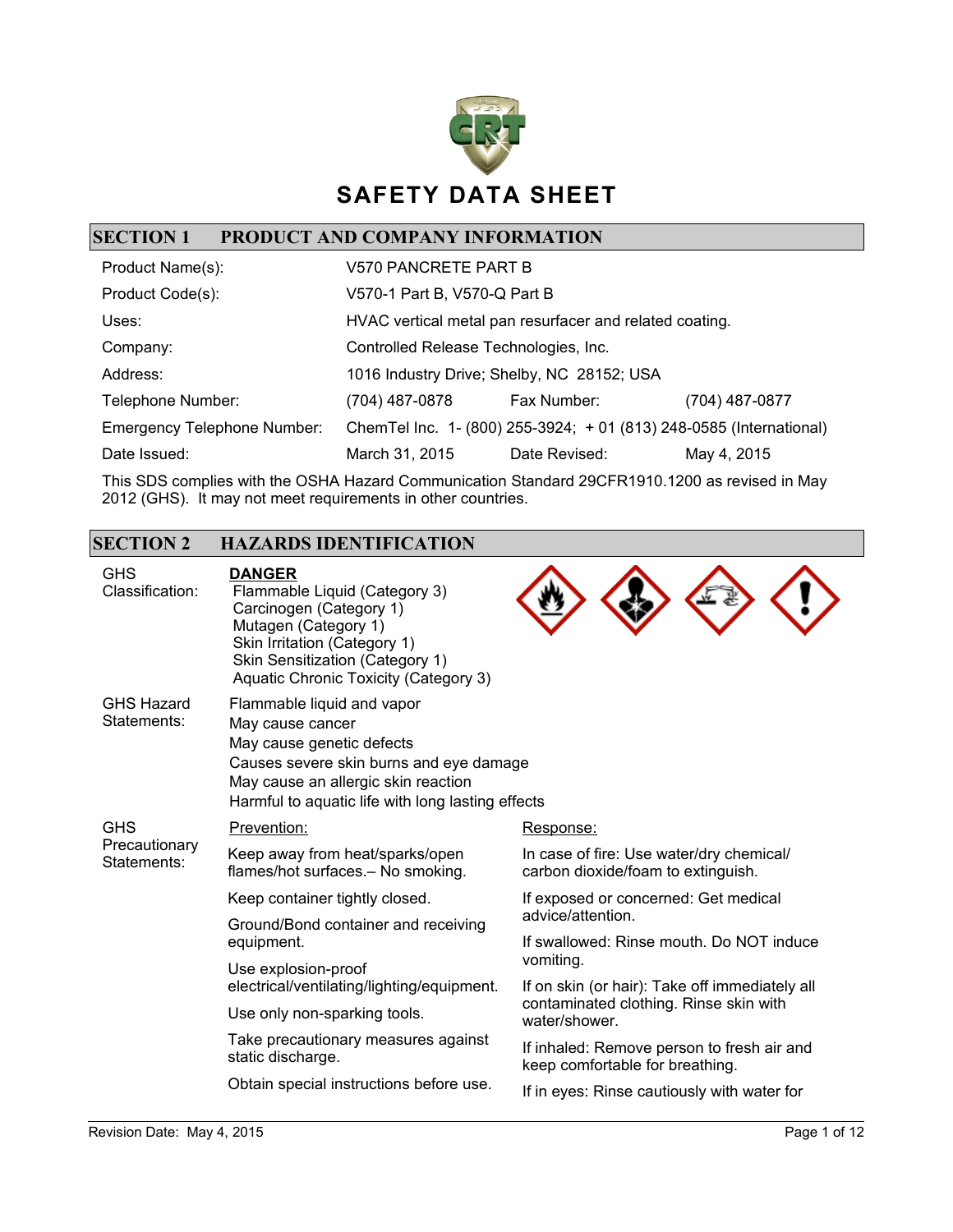# SAFETY DATA SHEET

## SECTION 1 PRODUCT AND COMPANY INFORMATION

| | | | |
|---|---|---|---|
| Product Name(s): | V570 PANCRETE PART B | | |
| Product Code(s): | V570-1 Part B, V570-Q Part B | | |
| Uses: | HVAC vertical metal pan resurfacer and related coating. | | |
| Company: | Controlled Release Technologies, Inc. | | |
| Address: | 1016 Industry Drive; Shelby, NC 28152; USA | | |
| Telephone Number: | (704) 487-0878 | Fax Number: | (704) 487-0877 |
| Emergency Telephone Number: | ChemTel Inc. 1- (800) 255-3924; + 01 (813) 248-0585 (International) | | |
| Date Issued: | March 31, 2015 | Date Revised: | May 4, 2015 |

This SDS complies with the OSHA Hazard Communication Standard 29CFR1910.1200 as revised in May 2012 (GHS). It may not meet requirements in other countries.

## SECTION 2 HAZARDS IDENTIFICATION

**GHS Classification:**

**DANGER**

- Flammable Liquid (Category 3)
- Carcinogen (Category 1)
- Mutagen (Category 1)
- Skin Irritation (Category 1)
- Skin Sensitization (Category 1)
- Aquatic Chronic Toxicity (Category 3)

**GHS Hazard Statements:**

- Flammable liquid and vapor
- May cause cancer
- May cause genetic defects
- Causes severe skin burns and eye damage
- May cause an allergic skin reaction
- Harmful to aquatic life with long lasting effects

**GHS Precautionary Statements:**

Prevention:

- Keep away from heat/sparks/open flames/hot surfaces.– No smoking.
- Keep container tightly closed.
- Ground/Bond container and receiving equipment.
- Use explosion-proof electrical/ventilating/lighting/equipment.
- Use only non-sparking tools.
- Take precautionary measures against static discharge.
- Obtain special instructions before use.

Response:

- In case of fire: Use water/dry chemical/ carbon dioxide/foam to extinguish.
- If exposed or concerned: Get medical advice/attention.
- If swallowed: Rinse mouth. Do NOT induce vomiting.
- If on skin (or hair): Take off immediately all contaminated clothing. Rinse skin with water/shower.
- If inhaled: Remove person to fresh air and keep comfortable for breathing.
- If in eyes: Rinse cautiously with water for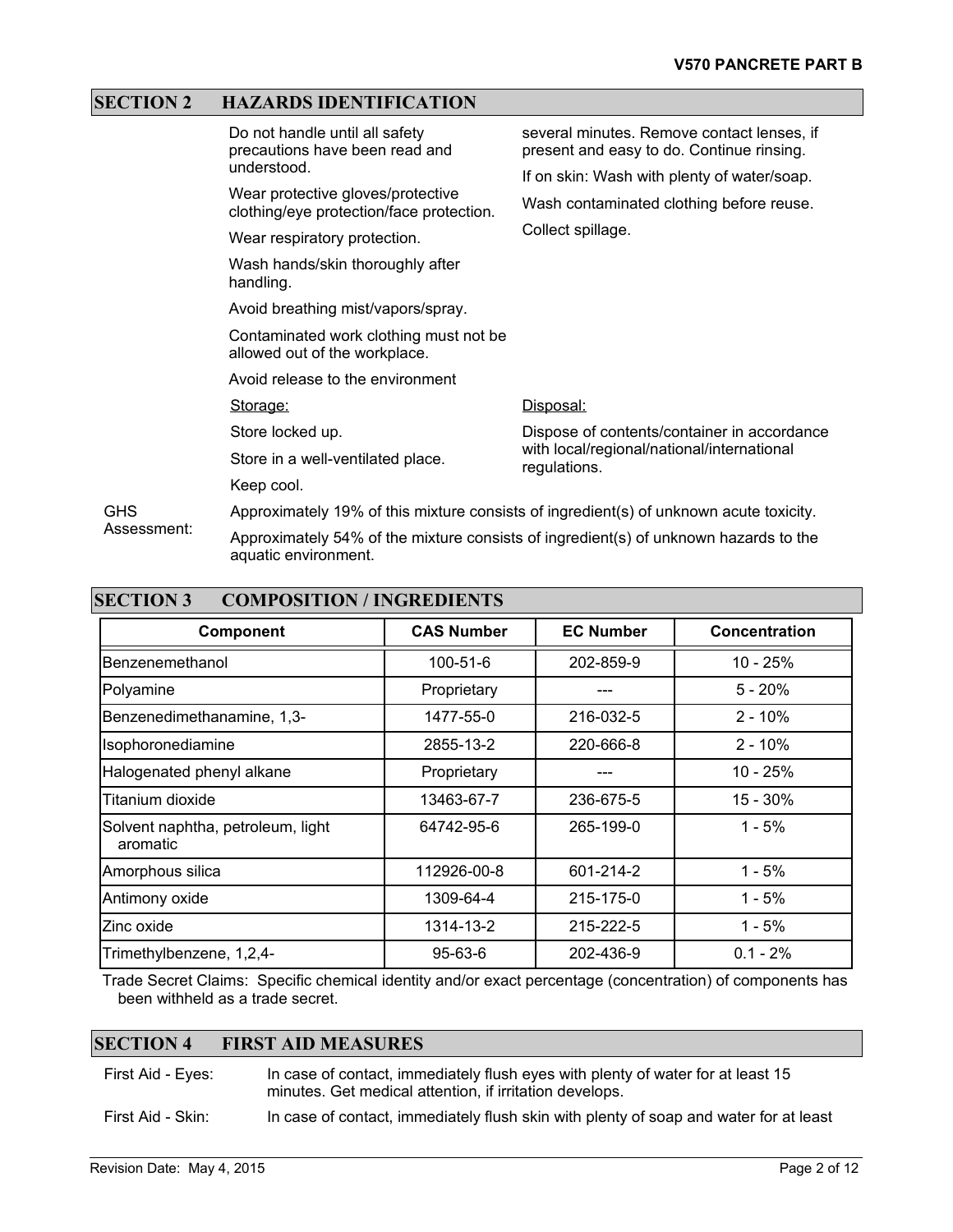## SECTION 2 HAZARDS IDENTIFICATION

Do not handle until all safety precautions have been read and understood.

Wear protective gloves/protective clothing/eye protection/face protection.

Wear respiratory protection.

Wash hands/skin thoroughly after handling.

Avoid breathing mist/vapors/spray.

Contaminated work clothing must not be allowed out of the workplace.

Avoid release to the environment

several minutes. Remove contact lenses, if present and easy to do. Continue rinsing.

If on skin: Wash with plenty of water/soap.

Wash contaminated clothing before reuse.

Collect spillage.

Storage:

Store locked up.

Store in a well-ventilated place.

Keep cool.

Disposal:

Dispose of contents/container in accordance with local/regional/national/international regulations.

GHS Assessment: Approximately 19% of this mixture consists of ingredient(s) of unknown acute toxicity.

Approximately 54% of the mixture consists of ingredient(s) of unknown hazards to the aquatic environment.

## SECTION 3 COMPOSITION / INGREDIENTS

| Component | CAS Number | EC Number | Concentration |
|---|---|---|---|
| Benzenemethanol | 100-51-6 | 202-859-9 | 10 - 25% |
| Polyamine | Proprietary | --- | 5 - 20% |
| Benzenedimethanamine, 1,3- | 1477-55-0 | 216-032-5 | 2 - 10% |
| Isophoronediamine | 2855-13-2 | 220-666-8 | 2 - 10% |
| Halogenated phenyl alkane | Proprietary | --- | 10 - 25% |
| Titanium dioxide | 13463-67-7 | 236-675-5 | 15 - 30% |
| Solvent naphtha, petroleum, light aromatic | 64742-95-6 | 265-199-0 | 1 - 5% |
| Amorphous silica | 112926-00-8 | 601-214-2 | 1 - 5% |
| Antimony oxide | 1309-64-4 | 215-175-0 | 1 - 5% |
| Zinc oxide | 1314-13-2 | 215-222-5 | 1 - 5% |
| Trimethylbenzene, 1,2,4- | 95-63-6 | 202-436-9 | 0.1 - 2% |

Trade Secret Claims: Specific chemical identity and/or exact percentage (concentration) of components has been withheld as a trade secret.

## SECTION 4 FIRST AID MEASURES

First Aid - Eyes: In case of contact, immediately flush eyes with plenty of water for at least 15 minutes. Get medical attention, if irritation develops.

First Aid - Skin: In case of contact, immediately flush skin with plenty of soap and water for at least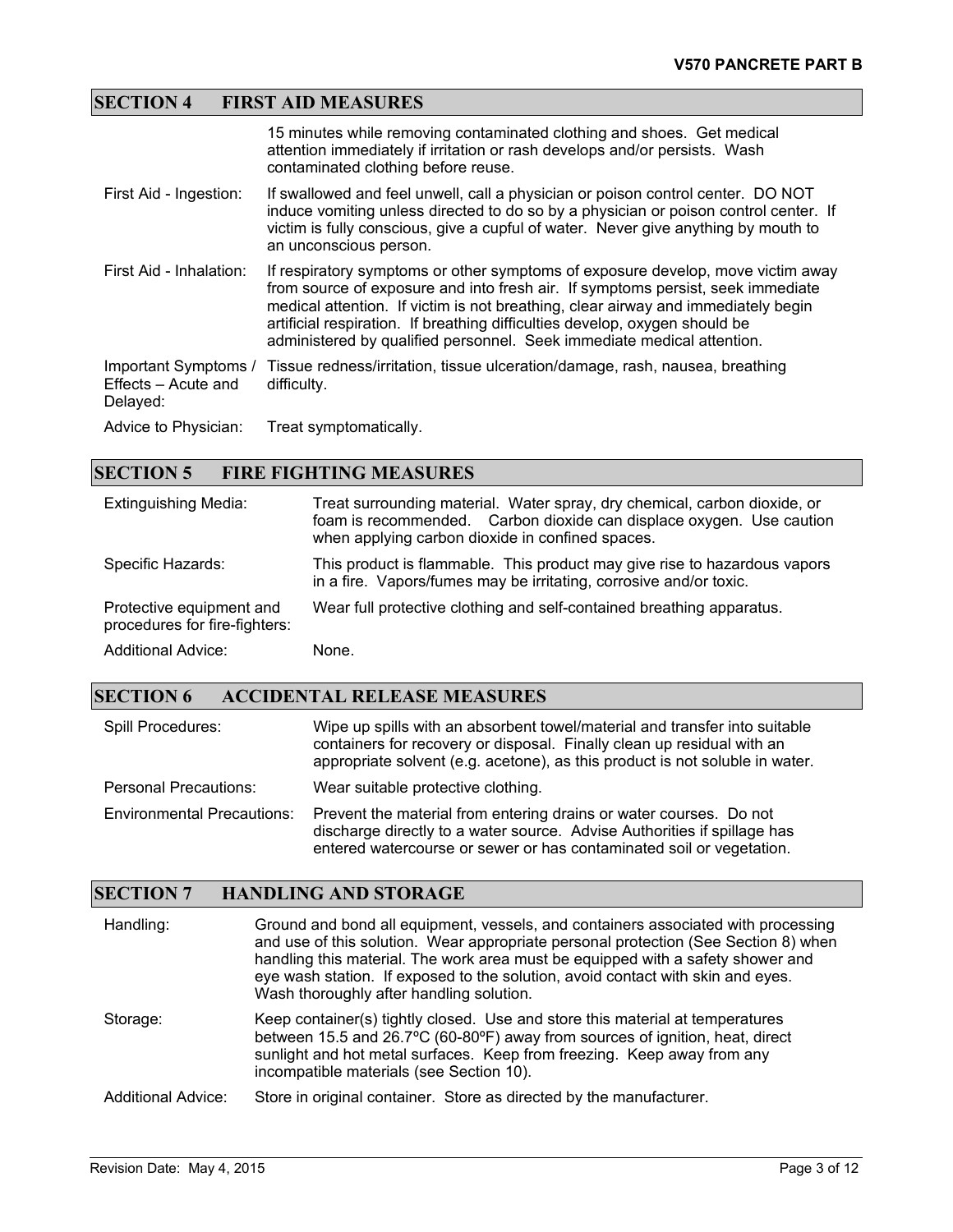## SECTION 4 FIRST AID MEASURES

| | |
|---|---|
| | 15 minutes while removing contaminated clothing and shoes. Get medical attention immediately if irritation or rash develops and/or persists. Wash contaminated clothing before reuse. |
| First Aid - Ingestion: | If swallowed and feel unwell, call a physician or poison control center. DO NOT induce vomiting unless directed to do so by a physician or poison control center. If victim is fully conscious, give a cupful of water. Never give anything by mouth to an unconscious person. |
| First Aid - Inhalation: | If respiratory symptoms or other symptoms of exposure develop, move victim away from source of exposure and into fresh air. If symptoms persist, seek immediate medical attention. If victim is not breathing, clear airway and immediately begin artificial respiration. If breathing difficulties develop, oxygen should be administered by qualified personnel. Seek immediate medical attention. |
| Important Symptoms / Effects – Acute and Delayed: | Tissue redness/irritation, tissue ulceration/damage, rash, nausea, breathing difficulty. |
| Advice to Physician: | Treat symptomatically. |

## SECTION 5 FIRE FIGHTING MEASURES

| | |
|---|---|
| Extinguishing Media: | Treat surrounding material. Water spray, dry chemical, carbon dioxide, or foam is recommended. Carbon dioxide can displace oxygen. Use caution when applying carbon dioxide in confined spaces. |
| Specific Hazards: | This product is flammable. This product may give rise to hazardous vapors in a fire. Vapors/fumes may be irritating, corrosive and/or toxic. |
| Protective equipment and procedures for fire-fighters: | Wear full protective clothing and self-contained breathing apparatus. |
| Additional Advice: | None. |

## SECTION 6 ACCIDENTAL RELEASE MEASURES

| | |
|---|---|
| Spill Procedures: | Wipe up spills with an absorbent towel/material and transfer into suitable containers for recovery or disposal. Finally clean up residual with an appropriate solvent (e.g. acetone), as this product is not soluble in water. |
| Personal Precautions: | Wear suitable protective clothing. |
| Environmental Precautions: | Prevent the material from entering drains or water courses. Do not discharge directly to a water source. Advise Authorities if spillage has entered watercourse or sewer or has contaminated soil or vegetation. |

## SECTION 7 HANDLING AND STORAGE

| | |
|---|---|
| Handling: | Ground and bond all equipment, vessels, and containers associated with processing and use of this solution. Wear appropriate personal protection (See Section 8) when handling this material. The work area must be equipped with a safety shower and eye wash station. If exposed to the solution, avoid contact with skin and eyes. Wash thoroughly after handling solution. |
| Storage: | Keep container(s) tightly closed. Use and store this material at temperatures between 15.5 and 26.7ºC (60-80ºF) away from sources of ignition, heat, direct sunlight and hot metal surfaces. Keep from freezing. Keep away from any incompatible materials (see Section 10). |
| Additional Advice: | Store in original container. Store as directed by the manufacturer. |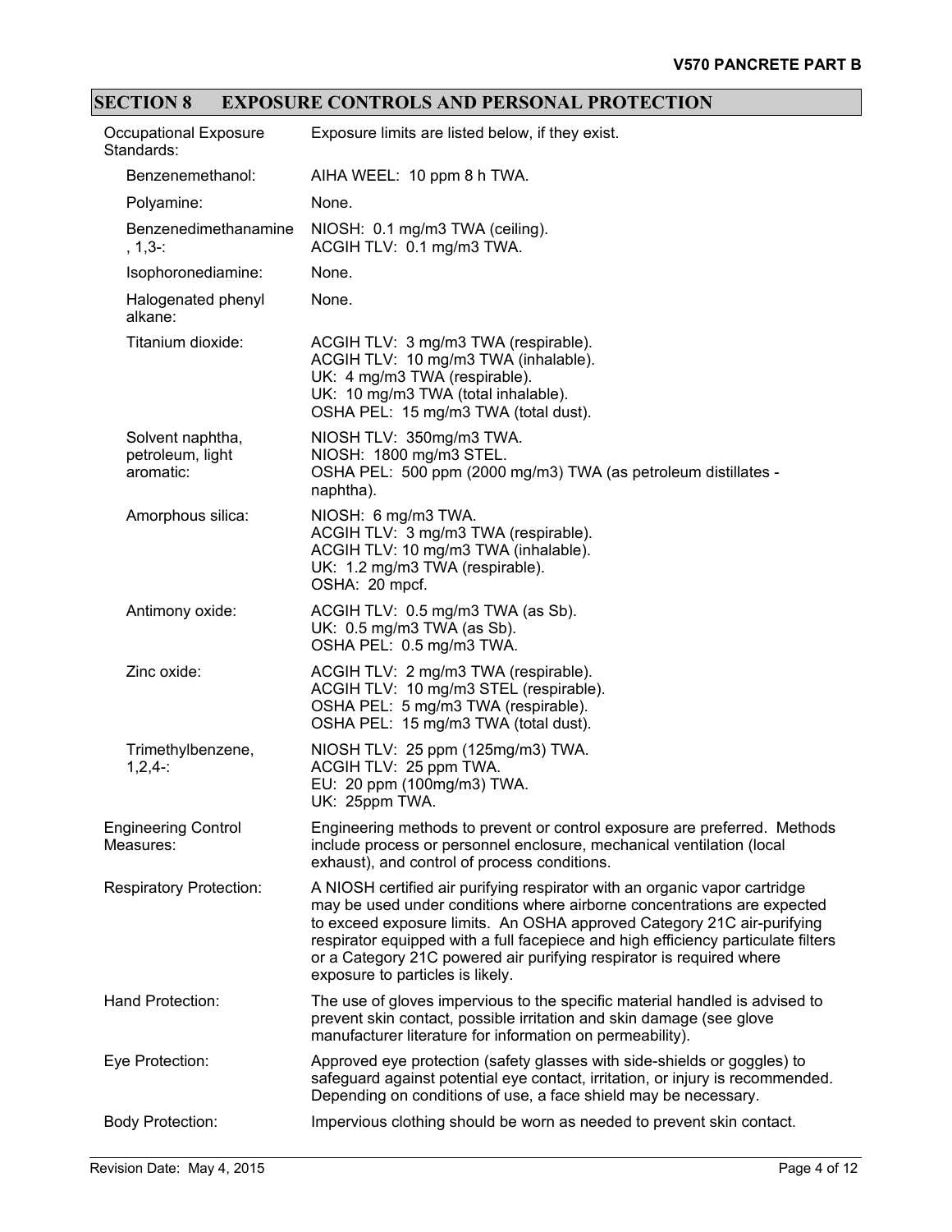## SECTION 8 EXPOSURE CONTROLS AND PERSONAL PROTECTION

**Occupational Exposure Standards:** Exposure limits are listed below, if they exist.

| Component | Exposure Limits |
|---|---|
| Benzenemethanol: | AIHA WEEL: 10 ppm 8 h TWA. |
| Polyamine: | None. |
| Benzenedimethanamine, 1,3-: | NIOSH: 0.1 mg/m3 TWA (ceiling).<br>ACGIH TLV: 0.1 mg/m3 TWA. |
| Isophoronediamine: | None. |
| Halogenated phenyl alkane: | None. |
| Titanium dioxide: | ACGIH TLV: 3 mg/m3 TWA (respirable).<br>ACGIH TLV: 10 mg/m3 TWA (inhalable).<br>UK: 4 mg/m3 TWA (respirable).<br>UK: 10 mg/m3 TWA (total inhalable).<br>OSHA PEL: 15 mg/m3 TWA (total dust). |
| Solvent naphtha, petroleum, light aromatic: | NIOSH TLV: 350mg/m3 TWA.<br>NIOSH: 1800 mg/m3 STEL.<br>OSHA PEL: 500 ppm (2000 mg/m3) TWA (as petroleum distillates - naphtha). |
| Amorphous silica: | NIOSH: 6 mg/m3 TWA.<br>ACGIH TLV: 3 mg/m3 TWA (respirable).<br>ACGIH TLV: 10 mg/m3 TWA (inhalable).<br>UK: 1.2 mg/m3 TWA (respirable).<br>OSHA: 20 mpcf. |
| Antimony oxide: | ACGIH TLV: 0.5 mg/m3 TWA (as Sb).<br>UK: 0.5 mg/m3 TWA (as Sb).<br>OSHA PEL: 0.5 mg/m3 TWA. |
| Zinc oxide: | ACGIH TLV: 2 mg/m3 TWA (respirable).<br>ACGIH TLV: 10 mg/m3 STEL (respirable).<br>OSHA PEL: 5 mg/m3 TWA (respirable).<br>OSHA PEL: 15 mg/m3 TWA (total dust). |
| Trimethylbenzene, 1,2,4-: | NIOSH TLV: 25 ppm (125mg/m3) TWA.<br>ACGIH TLV: 25 ppm TWA.<br>EU: 20 ppm (100mg/m3) TWA.<br>UK: 25ppm TWA. |

**Engineering Control Measures:** Engineering methods to prevent or control exposure are preferred. Methods include process or personnel enclosure, mechanical ventilation (local exhaust), and control of process conditions.

**Respiratory Protection:** A NIOSH certified air purifying respirator with an organic vapor cartridge may be used under conditions where airborne concentrations are expected to exceed exposure limits. An OSHA approved Category 21C air-purifying respirator equipped with a full facepiece and high efficiency particulate filters or a Category 21C powered air purifying respirator is required where exposure to particles is likely.

**Hand Protection:** The use of gloves impervious to the specific material handled is advised to prevent skin contact, possible irritation and skin damage (see glove manufacturer literature for information on permeability).

**Eye Protection:** Approved eye protection (safety glasses with side-shields or goggles) to safeguard against potential eye contact, irritation, or injury is recommended. Depending on conditions of use, a face shield may be necessary.

**Body Protection:** Impervious clothing should be worn as needed to prevent skin contact.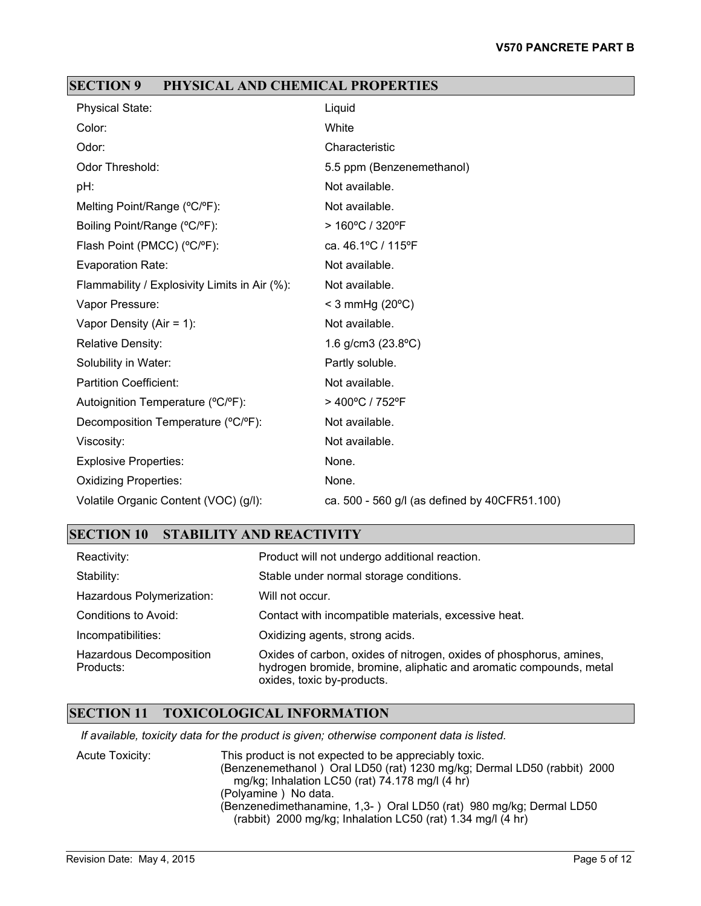## SECTION 9 PHYSICAL AND CHEMICAL PROPERTIES

| Property | Value |
|---|---|
| Physical State: | Liquid |
| Color: | White |
| Odor: | Characteristic |
| Odor Threshold: | 5.5 ppm (Benzenemethanol) |
| pH: | Not available. |
| Melting Point/Range (ºC/ºF): | Not available. |
| Boiling Point/Range (ºC/ºF): | > 160ºC / 320ºF |
| Flash Point (PMCC) (ºC/ºF): | ca. 46.1ºC / 115ºF |
| Evaporation Rate: | Not available. |
| Flammability / Explosivity Limits in Air (%): | Not available. |
| Vapor Pressure: | < 3 mmHg (20ºC) |
| Vapor Density (Air = 1): | Not available. |
| Relative Density: | 1.6 g/cm3 (23.8ºC) |
| Solubility in Water: | Partly soluble. |
| Partition Coefficient: | Not available. |
| Autoignition Temperature (ºC/ºF): | > 400ºC / 752ºF |
| Decomposition Temperature (ºC/ºF): | Not available. |
| Viscosity: | Not available. |
| Explosive Properties: | None. |
| Oxidizing Properties: | None. |
| Volatile Organic Content (VOC) (g/l): | ca. 500 - 560 g/l (as defined by 40CFR51.100) |

## SECTION 10 STABILITY AND REACTIVITY

| Property | Value |
|---|---|
| Reactivity: | Product will not undergo additional reaction. |
| Stability: | Stable under normal storage conditions. |
| Hazardous Polymerization: | Will not occur. |
| Conditions to Avoid: | Contact with incompatible materials, excessive heat. |
| Incompatibilities: | Oxidizing agents, strong acids. |
| Hazardous Decomposition Products: | Oxides of carbon, oxides of nitrogen, oxides of phosphorus, amines, hydrogen bromide, bromine, aliphatic and aromatic compounds, metal oxides, toxic by-products. |

## SECTION 11 TOXICOLOGICAL INFORMATION

*If available, toxicity data for the product is given; otherwise component data is listed.*

Acute Toxicity:

This product is not expected to be appreciably toxic.

(Benzenemethanol ) Oral LD50 (rat) 1230 mg/kg; Dermal LD50 (rabbit) 2000 mg/kg; Inhalation LC50 (rat) 74.178 mg/l (4 hr)

(Polyamine ) No data.

(Benzenedimethanamine, 1,3- ) Oral LD50 (rat) 980 mg/kg; Dermal LD50 (rabbit) 2000 mg/kg; Inhalation LC50 (rat) 1.34 mg/l (4 hr)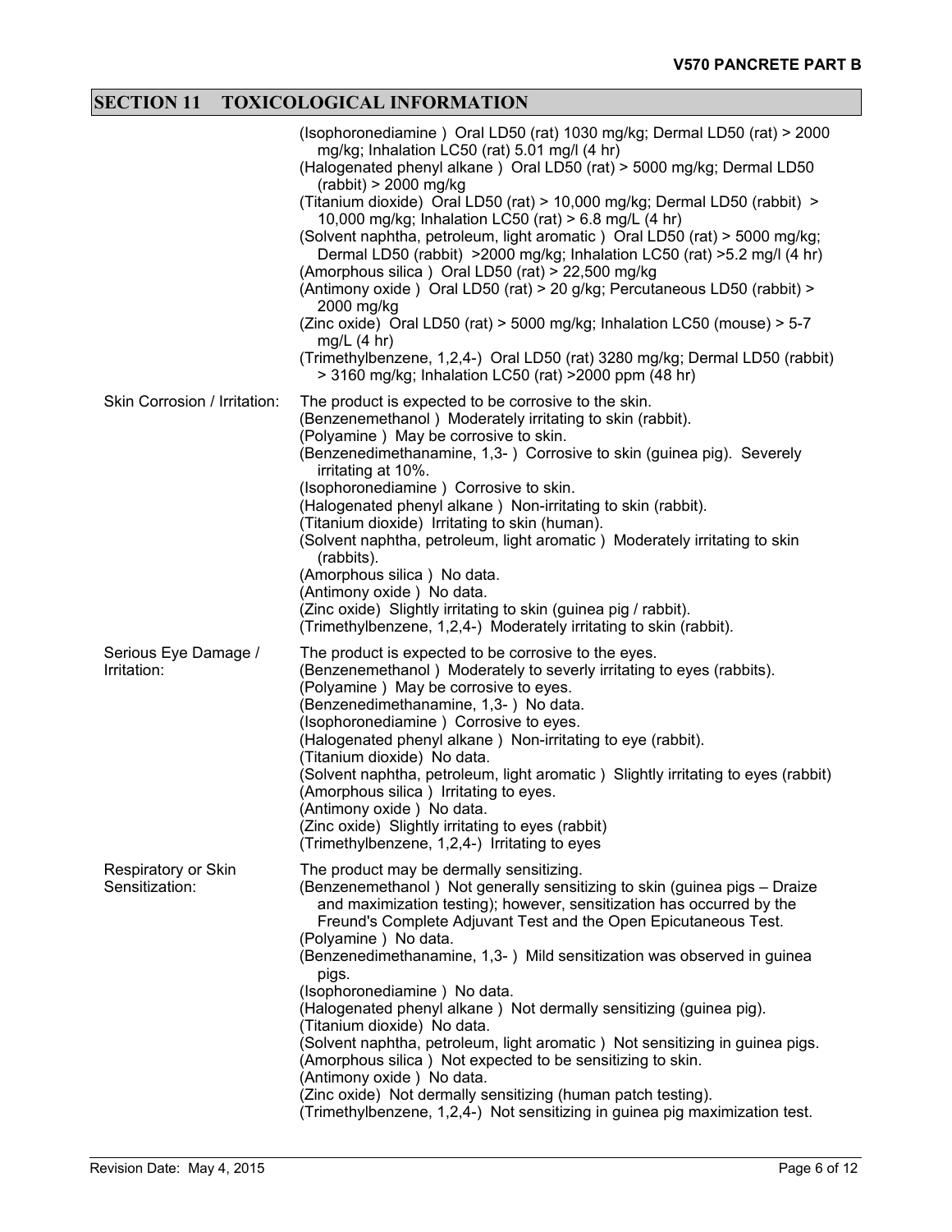## SECTION 11 TOXICOLOGICAL INFORMATION

(Isophoronediamine ) Oral LD50 (rat) 1030 mg/kg; Dermal LD50 (rat) > 2000 mg/kg; Inhalation LC50 (rat) 5.01 mg/l (4 hr)
(Halogenated phenyl alkane ) Oral LD50 (rat) > 5000 mg/kg; Dermal LD50 (rabbit) > 2000 mg/kg
(Titanium dioxide) Oral LD50 (rat) > 10,000 mg/kg; Dermal LD50 (rabbit) > 10,000 mg/kg; Inhalation LC50 (rat) > 6.8 mg/L (4 hr)
(Solvent naphtha, petroleum, light aromatic ) Oral LD50 (rat) > 5000 mg/kg; Dermal LD50 (rabbit) >2000 mg/kg; Inhalation LC50 (rat) >5.2 mg/l (4 hr)
(Amorphous silica ) Oral LD50 (rat) > 22,500 mg/kg
(Antimony oxide ) Oral LD50 (rat) > 20 g/kg; Percutaneous LD50 (rabbit) > 2000 mg/kg
(Zinc oxide) Oral LD50 (rat) > 5000 mg/kg; Inhalation LC50 (mouse) > 5-7 mg/L (4 hr)
(Trimethylbenzene, 1,2,4-) Oral LD50 (rat) 3280 mg/kg; Dermal LD50 (rabbit) > 3160 mg/kg; Inhalation LC50 (rat) >2000 ppm (48 hr)

**Skin Corrosion / Irritation:**
The product is expected to be corrosive to the skin.
(Benzenemethanol ) Moderately irritating to skin (rabbit).
(Polyamine ) May be corrosive to skin.
(Benzenedimethanamine, 1,3- ) Corrosive to skin (guinea pig). Severely irritating at 10%.
(Isophoronediamine ) Corrosive to skin.
(Halogenated phenyl alkane ) Non-irritating to skin (rabbit).
(Titanium dioxide) Irritating to skin (human).
(Solvent naphtha, petroleum, light aromatic ) Moderately irritating to skin (rabbits).
(Amorphous silica ) No data.
(Antimony oxide ) No data.
(Zinc oxide) Slightly irritating to skin (guinea pig / rabbit).
(Trimethylbenzene, 1,2,4-) Moderately irritating to skin (rabbit).

**Serious Eye Damage / Irritation:**
The product is expected to be corrosive to the eyes.
(Benzenemethanol ) Moderately to severly irritating to eyes (rabbits).
(Polyamine ) May be corrosive to eyes.
(Benzenedimethanamine, 1,3- ) No data.
(Isophoronediamine ) Corrosive to eyes.
(Halogenated phenyl alkane ) Non-irritating to eye (rabbit).
(Titanium dioxide) No data.
(Solvent naphtha, petroleum, light aromatic ) Slightly irritating to eyes (rabbit)
(Amorphous silica ) Irritating to eyes.
(Antimony oxide ) No data.
(Zinc oxide) Slightly irritating to eyes (rabbit)
(Trimethylbenzene, 1,2,4-) Irritating to eyes

**Respiratory or Skin Sensitization:**
The product may be dermally sensitizing.
(Benzenemethanol ) Not generally sensitizing to skin (guinea pigs – Draize and maximization testing); however, sensitization has occurred by the Freund's Complete Adjuvant Test and the Open Epicutaneous Test.
(Polyamine ) No data.
(Benzenedimethanamine, 1,3- ) Mild sensitization was observed in guinea pigs.
(Isophoronediamine ) No data.
(Halogenated phenyl alkane ) Not dermally sensitizing (guinea pig).
(Titanium dioxide) No data.
(Solvent naphtha, petroleum, light aromatic ) Not sensitizing in guinea pigs.
(Amorphous silica ) Not expected to be sensitizing to skin.
(Antimony oxide ) No data.
(Zinc oxide) Not dermally sensitizing (human patch testing).
(Trimethylbenzene, 1,2,4-) Not sensitizing in guinea pig maximization test.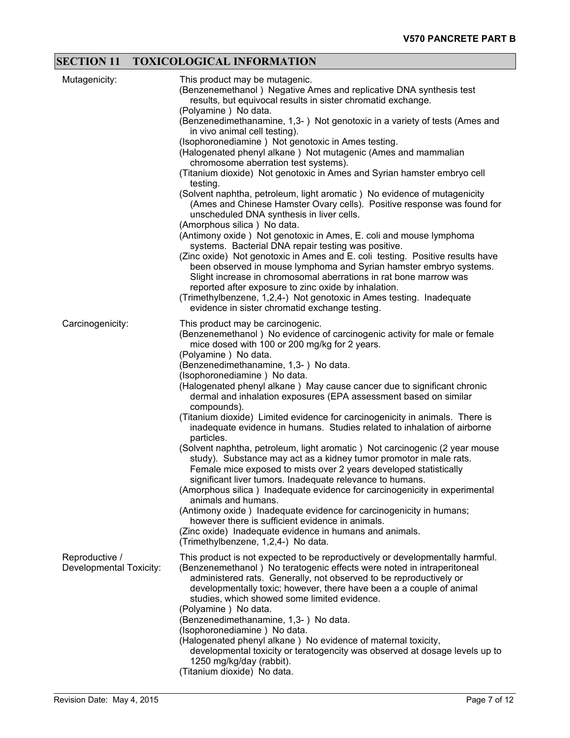## SECTION 11 TOXICOLOGICAL INFORMATION

| | |
|---|---|
| Mutagenicity: | This product may be mutagenic.<br>(Benzenemethanol ) Negative Ames and replicative DNA synthesis test results, but equivocal results in sister chromatid exchange.<br>(Polyamine ) No data.<br>(Benzenedimethanamine, 1,3- ) Not genotoxic in a variety of tests (Ames and in vivo animal cell testing).<br>(Isophoronediamine ) Not genotoxic in Ames testing.<br>(Halogenated phenyl alkane ) Not mutagenic (Ames and mammalian chromosome aberration test systems).<br>(Titanium dioxide) Not genotoxic in Ames and Syrian hamster embryo cell testing.<br>(Solvent naphtha, petroleum, light aromatic ) No evidence of mutagenicity (Ames and Chinese Hamster Ovary cells). Positive response was found for unscheduled DNA synthesis in liver cells.<br>(Amorphous silica ) No data.<br>(Antimony oxide ) Not genotoxic in Ames, E. coli and mouse lymphoma systems. Bacterial DNA repair testing was positive.<br>(Zinc oxide) Not genotoxic in Ames and E. coli testing. Positive results have been observed in mouse lymphoma and Syrian hamster embryo systems. Slight increase in chromosomal aberrations in rat bone marrow was reported after exposure to zinc oxide by inhalation.<br>(Trimethylbenzene, 1,2,4-) Not genotoxic in Ames testing. Inadequate evidence in sister chromatid exchange testing. |
| Carcinogenicity: | This product may be carcinogenic.<br>(Benzenemethanol ) No evidence of carcinogenic activity for male or female mice dosed with 100 or 200 mg/kg for 2 years.<br>(Polyamine ) No data.<br>(Benzenedimethanamine, 1,3- ) No data.<br>(Isophoronediamine ) No data.<br>(Halogenated phenyl alkane ) May cause cancer due to significant chronic dermal and inhalation exposures (EPA assessment based on similar compounds).<br>(Titanium dioxide) Limited evidence for carcinogenicity in animals. There is inadequate evidence in humans. Studies related to inhalation of airborne particles.<br>(Solvent naphtha, petroleum, light aromatic ) Not carcinogenic (2 year mouse study). Substance may act as a kidney tumor promotor in male rats. Female mice exposed to mists over 2 years developed statistically significant liver tumors. Inadequate relevance to humans.<br>(Amorphous silica ) Inadequate evidence for carcinogenicity in experimental animals and humans.<br>(Antimony oxide ) Inadequate evidence for carcinogenicity in humans; however there is sufficient evidence in animals.<br>(Zinc oxide) Inadequate evidence in humans and animals.<br>(Trimethylbenzene, 1,2,4-) No data. |
| Reproductive / Developmental Toxicity: | This product is not expected to be reproductively or developmentally harmful.<br>(Benzenemethanol ) No teratogenic effects were noted in intraperitoneal administered rats. Generally, not observed to be reproductively or developmentally toxic; however, there have been a a couple of animal studies, which showed some limited evidence.<br>(Polyamine ) No data.<br>(Benzenedimethanamine, 1,3- ) No data.<br>(Isophoronediamine ) No data.<br>(Halogenated phenyl alkane ) No evidence of maternal toxicity, developmental toxicity or teratogencity was observed at dosage levels up to 1250 mg/kg/day (rabbit).<br>(Titanium dioxide) No data. |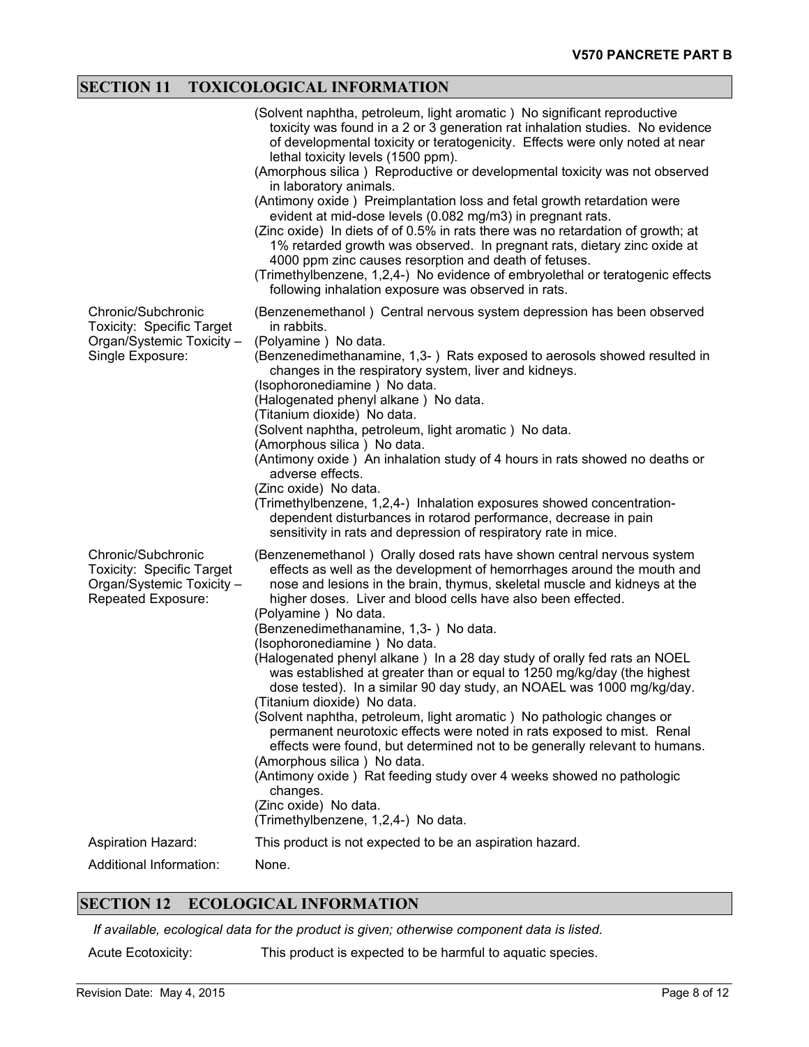## SECTION 11 TOXICOLOGICAL INFORMATION

| | |
|---|---|
| | (Solvent naphtha, petroleum, light aromatic ) No significant reproductive toxicity was found in a 2 or 3 generation rat inhalation studies. No evidence of developmental toxicity or teratogenicity. Effects were only noted at near lethal toxicity levels (1500 ppm).<br>(Amorphous silica ) Reproductive or developmental toxicity was not observed in laboratory animals.<br>(Antimony oxide ) Preimplantation loss and fetal growth retardation were evident at mid-dose levels (0.082 mg/m3) in pregnant rats.<br>(Zinc oxide) In diets of of 0.5% in rats there was no retardation of growth; at 1% retarded growth was observed. In pregnant rats, dietary zinc oxide at 4000 ppm zinc causes resorption and death of fetuses.<br>(Trimethylbenzene, 1,2,4-) No evidence of embryolethal or teratogenic effects following inhalation exposure was observed in rats. |
| Chronic/Subchronic Toxicity: Specific Target Organ/Systemic Toxicity – Single Exposure: | (Benzenemethanol ) Central nervous system depression has been observed in rabbits.<br>(Polyamine ) No data.<br>(Benzenedimethanamine, 1,3- ) Rats exposed to aerosols showed resulted in changes in the respiratory system, liver and kidneys.<br>(Isophoronediamine ) No data.<br>(Halogenated phenyl alkane ) No data.<br>(Titanium dioxide) No data.<br>(Solvent naphtha, petroleum, light aromatic ) No data.<br>(Amorphous silica ) No data.<br>(Antimony oxide ) An inhalation study of 4 hours in rats showed no deaths or adverse effects.<br>(Zinc oxide) No data.<br>(Trimethylbenzene, 1,2,4-) Inhalation exposures showed concentration-dependent disturbances in rotarod performance, decrease in pain sensitivity in rats and depression of respiratory rate in mice. |
| Chronic/Subchronic Toxicity: Specific Target Organ/Systemic Toxicity – Repeated Exposure: | (Benzenemethanol ) Orally dosed rats have shown central nervous system effects as well as the development of hemorrhages around the mouth and nose and lesions in the brain, thymus, skeletal muscle and kidneys at the higher doses. Liver and blood cells have also been effected.<br>(Polyamine ) No data.<br>(Benzenedimethanamine, 1,3- ) No data.<br>(Isophoronediamine ) No data.<br>(Halogenated phenyl alkane ) In a 28 day study of orally fed rats an NOEL was established at greater than or equal to 1250 mg/kg/day (the highest dose tested). In a similar 90 day study, an NOAEL was 1000 mg/kg/day.<br>(Titanium dioxide) No data.<br>(Solvent naphtha, petroleum, light aromatic ) No pathologic changes or permanent neurotoxic effects were noted in rats exposed to mist. Renal effects were found, but determined not to be generally relevant to humans.<br>(Amorphous silica ) No data.<br>(Antimony oxide ) Rat feeding study over 4 weeks showed no pathologic changes.<br>(Zinc oxide) No data.<br>(Trimethylbenzene, 1,2,4-) No data. |
| Aspiration Hazard: | This product is not expected to be an aspiration hazard. |
| Additional Information: | None. |

## SECTION 12 ECOLOGICAL INFORMATION

*If available, ecological data for the product is given; otherwise component data is listed.*

| | |
|---|---|
| Acute Ecotoxicity: | This product is expected to be harmful to aquatic species. |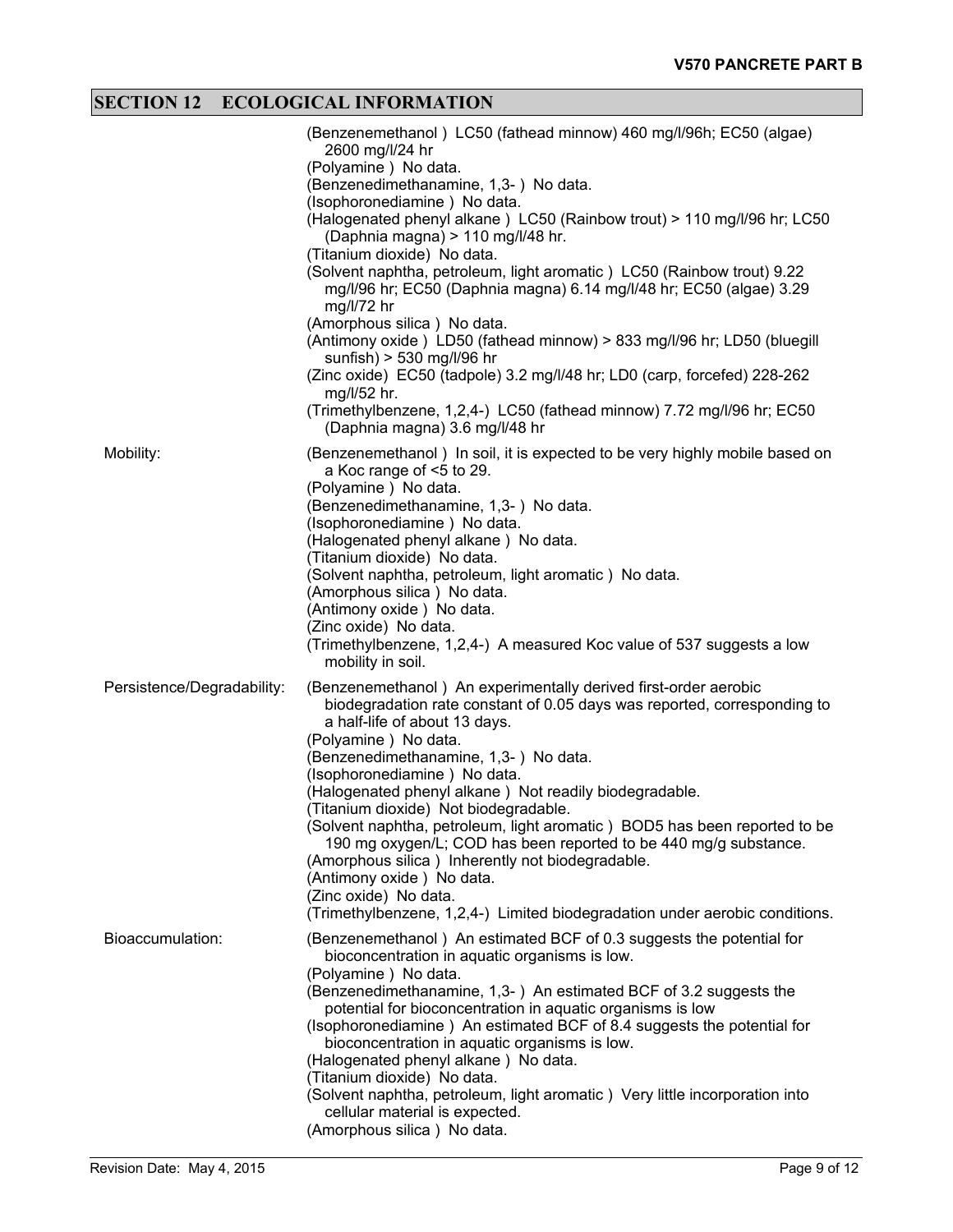## SECTION 12 ECOLOGICAL INFORMATION

| | |
|---|---|
| | (Benzenemethanol ) LC50 (fathead minnow) 460 mg/l/96h; EC50 (algae) 2600 mg/l/24 hr<br>(Polyamine ) No data.<br>(Benzenedimethanamine, 1,3- ) No data.<br>(Isophoronediamine ) No data.<br>(Halogenated phenyl alkane ) LC50 (Rainbow trout) > 110 mg/l/96 hr; LC50 (Daphnia magna) > 110 mg/l/48 hr.<br>(Titanium dioxide) No data.<br>(Solvent naphtha, petroleum, light aromatic ) LC50 (Rainbow trout) 9.22 mg/l/96 hr; EC50 (Daphnia magna) 6.14 mg/l/48 hr; EC50 (algae) 3.29 mg/l/72 hr<br>(Amorphous silica ) No data.<br>(Antimony oxide ) LD50 (fathead minnow) > 833 mg/l/96 hr; LD50 (bluegill sunfish) > 530 mg/l/96 hr<br>(Zinc oxide) EC50 (tadpole) 3.2 mg/l/48 hr; LD0 (carp, forcefed) 228-262 mg/l/52 hr.<br>(Trimethylbenzene, 1,2,4-) LC50 (fathead minnow) 7.72 mg/l/96 hr; EC50 (Daphnia magna) 3.6 mg/l/48 hr |
| Mobility: | (Benzenemethanol ) In soil, it is expected to be very highly mobile based on a Koc range of <5 to 29.<br>(Polyamine ) No data.<br>(Benzenedimethanamine, 1,3- ) No data.<br>(Isophoronediamine ) No data.<br>(Halogenated phenyl alkane ) No data.<br>(Titanium dioxide) No data.<br>(Solvent naphtha, petroleum, light aromatic ) No data.<br>(Amorphous silica ) No data.<br>(Antimony oxide ) No data.<br>(Zinc oxide) No data.<br>(Trimethylbenzene, 1,2,4-) A measured Koc value of 537 suggests a low mobility in soil. |
| Persistence/Degradability: | (Benzenemethanol ) An experimentally derived first-order aerobic biodegradation rate constant of 0.05 days was reported, corresponding to a half-life of about 13 days.<br>(Polyamine ) No data.<br>(Benzenedimethanamine, 1,3- ) No data.<br>(Isophoronediamine ) No data.<br>(Halogenated phenyl alkane ) Not readily biodegradable.<br>(Titanium dioxide) Not biodegradable.<br>(Solvent naphtha, petroleum, light aromatic ) BOD5 has been reported to be 190 mg oxygen/L; COD has been reported to be 440 mg/g substance.<br>(Amorphous silica ) Inherently not biodegradable.<br>(Antimony oxide ) No data.<br>(Zinc oxide) No data.<br>(Trimethylbenzene, 1,2,4-) Limited biodegradation under aerobic conditions. |
| Bioaccumulation: | (Benzenemethanol ) An estimated BCF of 0.3 suggests the potential for bioconcentration in aquatic organisms is low.<br>(Polyamine ) No data.<br>(Benzenedimethanamine, 1,3- ) An estimated BCF of 3.2 suggests the potential for bioconcentration in aquatic organisms is low<br>(Isophoronediamine ) An estimated BCF of 8.4 suggests the potential for bioconcentration in aquatic organisms is low.<br>(Halogenated phenyl alkane ) No data.<br>(Titanium dioxide) No data.<br>(Solvent naphtha, petroleum, light aromatic ) Very little incorporation into cellular material is expected.<br>(Amorphous silica ) No data. |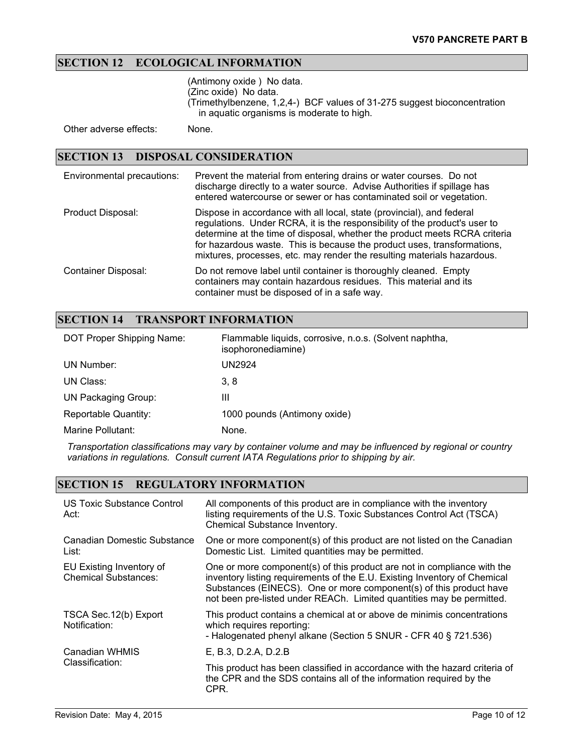## SECTION 12 ECOLOGICAL INFORMATION

(Antimony oxide ) No data.
(Zinc oxide) No data.
(Trimethylbenzene, 1,2,4-) BCF values of 31-275 suggest bioconcentration in aquatic organisms is moderate to high.

| | |
|---|---|
| Other adverse effects: | None. |

## SECTION 13 DISPOSAL CONSIDERATION

| | |
|---|---|
| Environmental precautions: | Prevent the material from entering drains or water courses. Do not discharge directly to a water source. Advise Authorities if spillage has entered watercourse or sewer or has contaminated soil or vegetation. |
| Product Disposal: | Dispose in accordance with all local, state (provincial), and federal regulations. Under RCRA, it is the responsibility of the product's user to determine at the time of disposal, whether the product meets RCRA criteria for hazardous waste. This is because the product uses, transformations, mixtures, processes, etc. may render the resulting materials hazardous. |
| Container Disposal: | Do not remove label until container is thoroughly cleaned. Empty containers may contain hazardous residues. This material and its container must be disposed of in a safe way. |

## SECTION 14 TRANSPORT INFORMATION

| | |
|---|---|
| DOT Proper Shipping Name: | Flammable liquids, corrosive, n.o.s. (Solvent naphtha, isophoronediamine) |
| UN Number: | UN2924 |
| UN Class: | 3, 8 |
| UN Packaging Group: | III |
| Reportable Quantity: | 1000 pounds (Antimony oxide) |
| Marine Pollutant: | None. |

*Transportation classifications may vary by container volume and may be influenced by regional or country variations in regulations. Consult current IATA Regulations prior to shipping by air.*

## SECTION 15 REGULATORY INFORMATION

| | |
|---|---|
| US Toxic Substance Control Act: | All components of this product are in compliance with the inventory listing requirements of the U.S. Toxic Substances Control Act (TSCA) Chemical Substance Inventory. |
| Canadian Domestic Substance List: | One or more component(s) of this product are not listed on the Canadian Domestic List. Limited quantities may be permitted. |
| EU Existing Inventory of Chemical Substances: | One or more component(s) of this product are not in compliance with the inventory listing requirements of the E.U. Existing Inventory of Chemical Substances (EINECS). One or more component(s) of this product have not been pre-listed under REACh. Limited quantities may be permitted. |
| TSCA Sec.12(b) Export Notification: | This product contains a chemical at or above de minimis concentrations which requires reporting:<br>- Halogenated phenyl alkane (Section 5 SNUR - CFR 40 § 721.536) |
| Canadian WHMIS Classification: | E, B.3, D.2.A, D.2.B<br>This product has been classified in accordance with the hazard criteria of the CPR and the SDS contains all of the information required by the CPR. |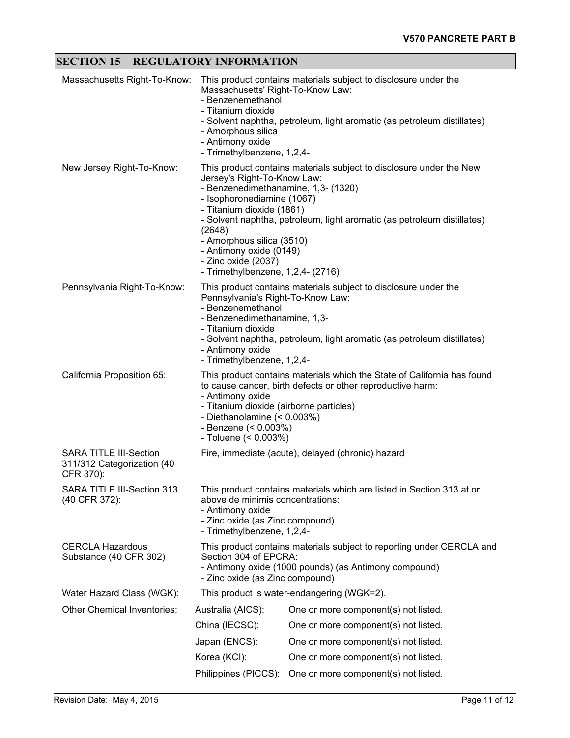## SECTION 15 REGULATORY INFORMATION

| | |
|---|---|
| Massachusetts Right-To-Know: | This product contains materials subject to disclosure under the Massachusetts' Right-To-Know Law:<br>- Benzenemethanol<br>- Titanium dioxide<br>- Solvent naphtha, petroleum, light aromatic (as petroleum distillates)<br>- Amorphous silica<br>- Antimony oxide<br>- Trimethylbenzene, 1,2,4- |
| New Jersey Right-To-Know: | This product contains materials subject to disclosure under the New Jersey's Right-To-Know Law:<br>- Benzenedimethanamine, 1,3- (1320)<br>- Isophoronediamine (1067)<br>- Titanium dioxide (1861)<br>- Solvent naphtha, petroleum, light aromatic (as petroleum distillates) (2648)<br>- Amorphous silica (3510)<br>- Antimony oxide (0149)<br>- Zinc oxide (2037)<br>- Trimethylbenzene, 1,2,4- (2716) |
| Pennsylvania Right-To-Know: | This product contains materials subject to disclosure under the Pennsylvania's Right-To-Know Law:<br>- Benzenemethanol<br>- Benzenedimethanamine, 1,3-<br>- Titanium dioxide<br>- Solvent naphtha, petroleum, light aromatic (as petroleum distillates)<br>- Antimony oxide<br>- Trimethylbenzene, 1,2,4- |
| California Proposition 65: | This product contains materials which the State of California has found to cause cancer, birth defects or other reproductive harm:<br>- Antimony oxide<br>- Titanium dioxide (airborne particles)<br>- Diethanolamine (< 0.003%)<br>- Benzene (< 0.003%)<br>- Toluene (< 0.003%) |
| SARA TITLE III-Section 311/312 Categorization (40 CFR 370): | Fire, immediate (acute), delayed (chronic) hazard |
| SARA TITLE III-Section 313 (40 CFR 372): | This product contains materials which are listed in Section 313 at or above de minimis concentrations:<br>- Antimony oxide<br>- Zinc oxide (as Zinc compound)<br>- Trimethylbenzene, 1,2,4- |
| CERCLA Hazardous Substance (40 CFR 302) | This product contains materials subject to reporting under CERCLA and Section 304 of EPCRA:<br>- Antimony oxide (1000 pounds) (as Antimony compound)<br>- Zinc oxide (as Zinc compound) |
| Water Hazard Class (WGK): | This product is water-endangering (WGK=2). |

| Other Chemical Inventories: | | |
|---|---|---|
| | Australia (AICS): | One or more component(s) not listed. |
| | China (IECSC): | One or more component(s) not listed. |
| | Japan (ENCS): | One or more component(s) not listed. |
| | Korea (KCI): | One or more component(s) not listed. |
| | Philippines (PICCS): | One or more component(s) not listed. |

Revision Date: May 4, 2015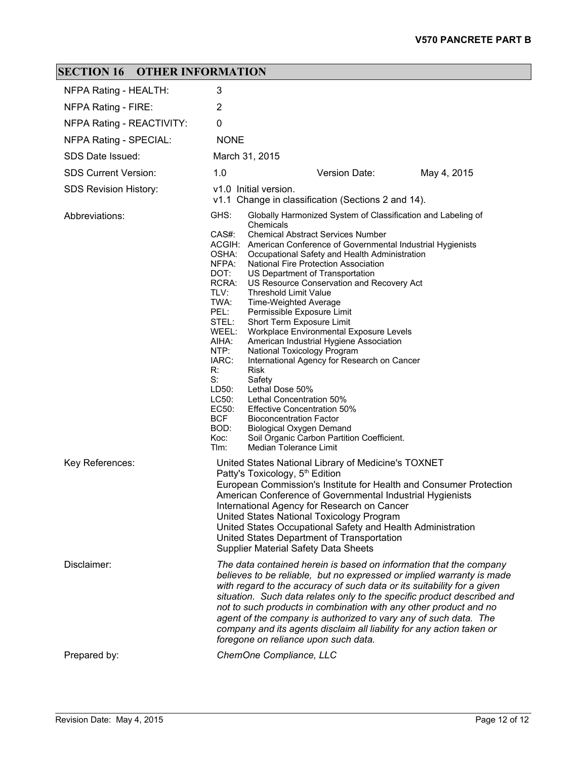## SECTION 16 OTHER INFORMATION

| | |
|---|---|
| NFPA Rating - HEALTH: | 3 |
| NFPA Rating - FIRE: | 2 |
| NFPA Rating - REACTIVITY: | 0 |
| NFPA Rating - SPECIAL: | NONE |
| SDS Date Issued: | March 31, 2015 |
| SDS Current Version: | 1.0 Version Date: May 4, 2015 |
| SDS Revision History: | v1.0 Initial version.<br>v1.1 Change in classification (Sections 2 and 14). |

Abbreviations:

| | |
|---|---|
| GHS: | Globally Harmonized System of Classification and Labeling of Chemicals |
| CAS#: | Chemical Abstract Services Number |
| ACGIH: | American Conference of Governmental Industrial Hygienists |
| OSHA: | Occupational Safety and Health Administration |
| NFPA: | National Fire Protection Association |
| DOT: | US Department of Transportation |
| RCRA: | US Resource Conservation and Recovery Act |
| TLV: | Threshold Limit Value |
| TWA: | Time-Weighted Average |
| PEL: | Permissible Exposure Limit |
| STEL: | Short Term Exposure Limit |
| WEEL: | Workplace Environmental Exposure Levels |
| AIHA: | American Industrial Hygiene Association |
| NTP: | National Toxicology Program |
| IARC: | International Agency for Research on Cancer |
| R: | Risk |
| S: | Safety |
| LD50: | Lethal Dose 50% |
| LC50: | Lethal Concentration 50% |
| EC50: | Effective Concentration 50% |
| BCF | Bioconcentration Factor |
| BOD: | Biological Oxygen Demand |
| Koc: | Soil Organic Carbon Partition Coefficient. |
| Tlm: | Median Tolerance Limit |

Key References:

United States National Library of Medicine's TOXNET
Patty's Toxicology, 5th Edition
European Commission's Institute for Health and Consumer Protection
American Conference of Governmental Industrial Hygienists
International Agency for Research on Cancer
United States National Toxicology Program
United States Occupational Safety and Health Administration
United States Department of Transportation
Supplier Material Safety Data Sheets

Disclaimer:

*The data contained herein is based on information that the company believes to be reliable, but no expressed or implied warranty is made with regard to the accuracy of such data or its suitability for a given situation. Such data relates only to the specific product described and not to such products in combination with any other product and no agent of the company is authorized to vary any of such data. The company and its agents disclaim all liability for any action taken or foregone on reliance upon such data.*

Prepared by: *ChemOne Compliance, LLC*